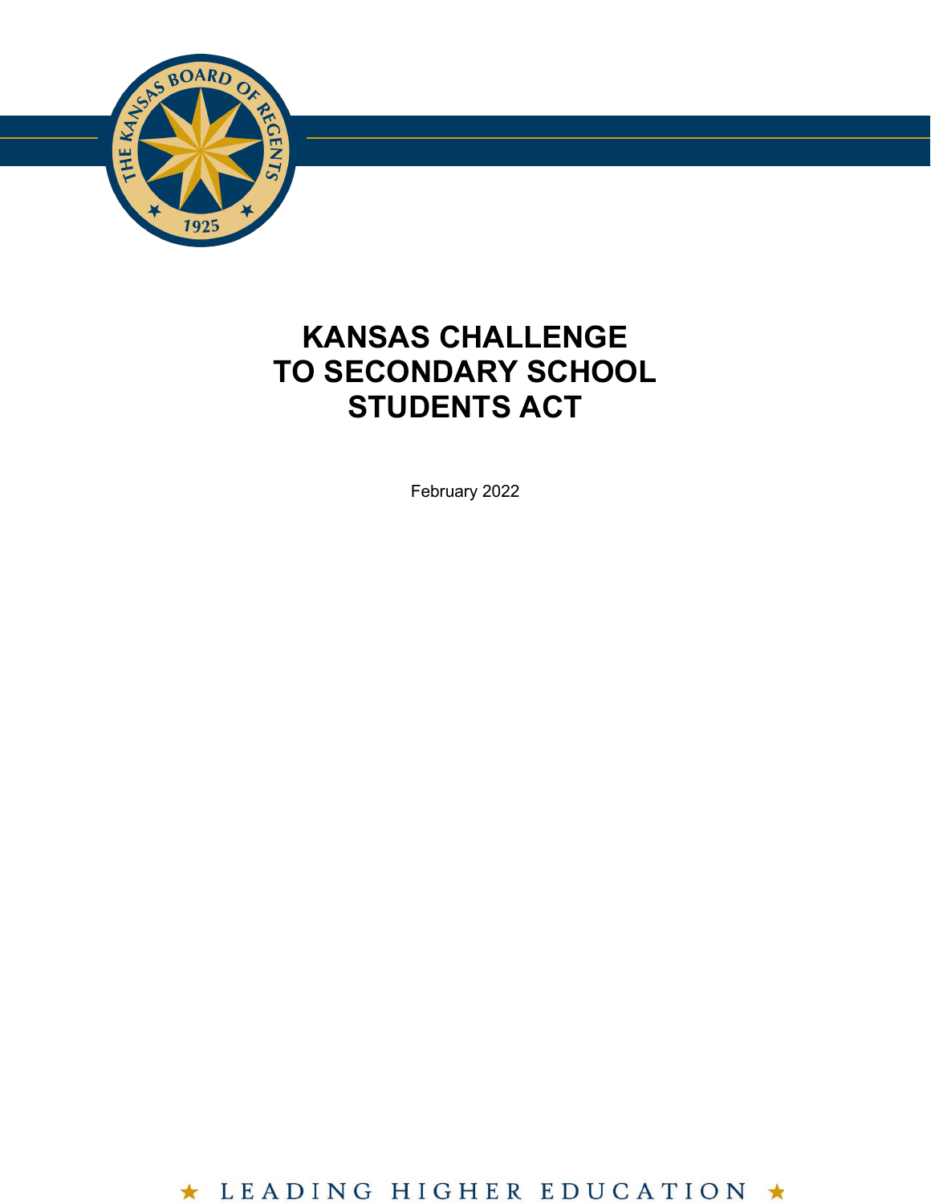# KANSAS CHALLENGE TO SECONDARY SCHOOL STUDENTS ACT

February 2022

★ LEADING HIGHER EDUCATION ★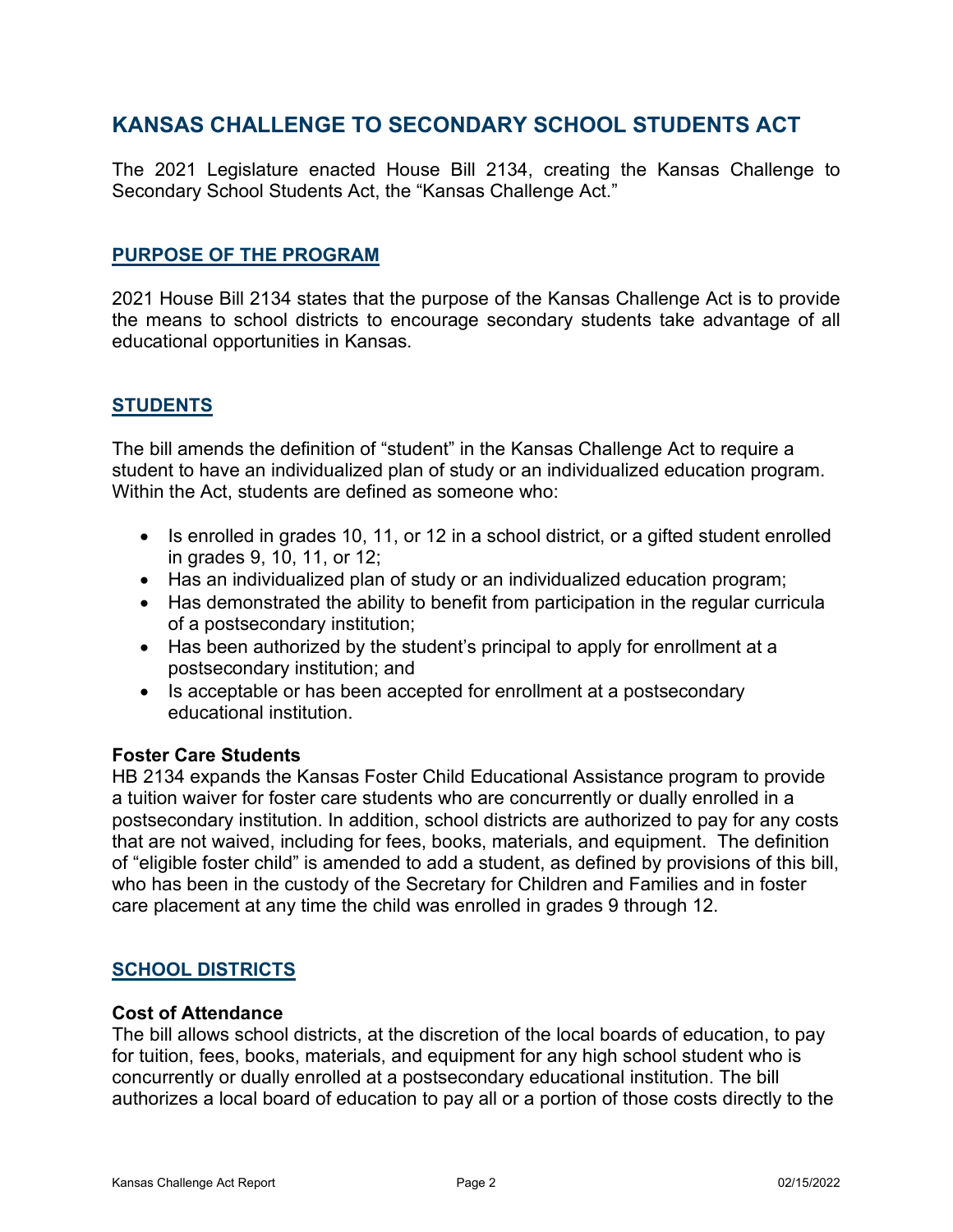# KANSAS CHALLENGE TO SECONDARY SCHOOL STUDENTS ACT

The 2021 Legislature enacted House Bill 2134, creating the Kansas Challenge to Secondary School Students Act, the "Kansas Challenge Act."

## PURPOSE OF THE PROGRAM

2021 House Bill 2134 states that the purpose of the Kansas Challenge Act is to provide the means to school districts to encourage secondary students take advantage of all educational opportunities in Kansas.

## STUDENTS

The bill amends the definition of "student" in the Kansas Challenge Act to require a student to have an individualized plan of study or an individualized education program. Within the Act, students are defined as someone who:

- Is enrolled in grades 10, 11, or 12 in a school district, or a gifted student enrolled in grades 9, 10, 11, or 12;
- Has an individualized plan of study or an individualized education program;
- Has demonstrated the ability to benefit from participation in the regular curricula of a postsecondary institution;
- Has been authorized by the student's principal to apply for enrollment at a postsecondary institution; and
- Is acceptable or has been accepted for enrollment at a postsecondary educational institution.

### Foster Care Students

HB 2134 expands the Kansas Foster Child Educational Assistance program to provide a tuition waiver for foster care students who are concurrently or dually enrolled in a postsecondary institution. In addition, school districts are authorized to pay for any costs that are not waived, including for fees, books, materials, and equipment. The definition of "eligible foster child" is amended to add a student, as defined by provisions of this bill, who has been in the custody of the Secretary for Children and Families and in foster care placement at any time the child was enrolled in grades 9 through 12.

## SCHOOL DISTRICTS

### Cost of Attendance

The bill allows school districts, at the discretion of the local boards of education, to pay for tuition, fees, books, materials, and equipment for any high school student who is concurrently or dually enrolled at a postsecondary educational institution. The bill authorizes a local board of education to pay all or a portion of those costs directly to the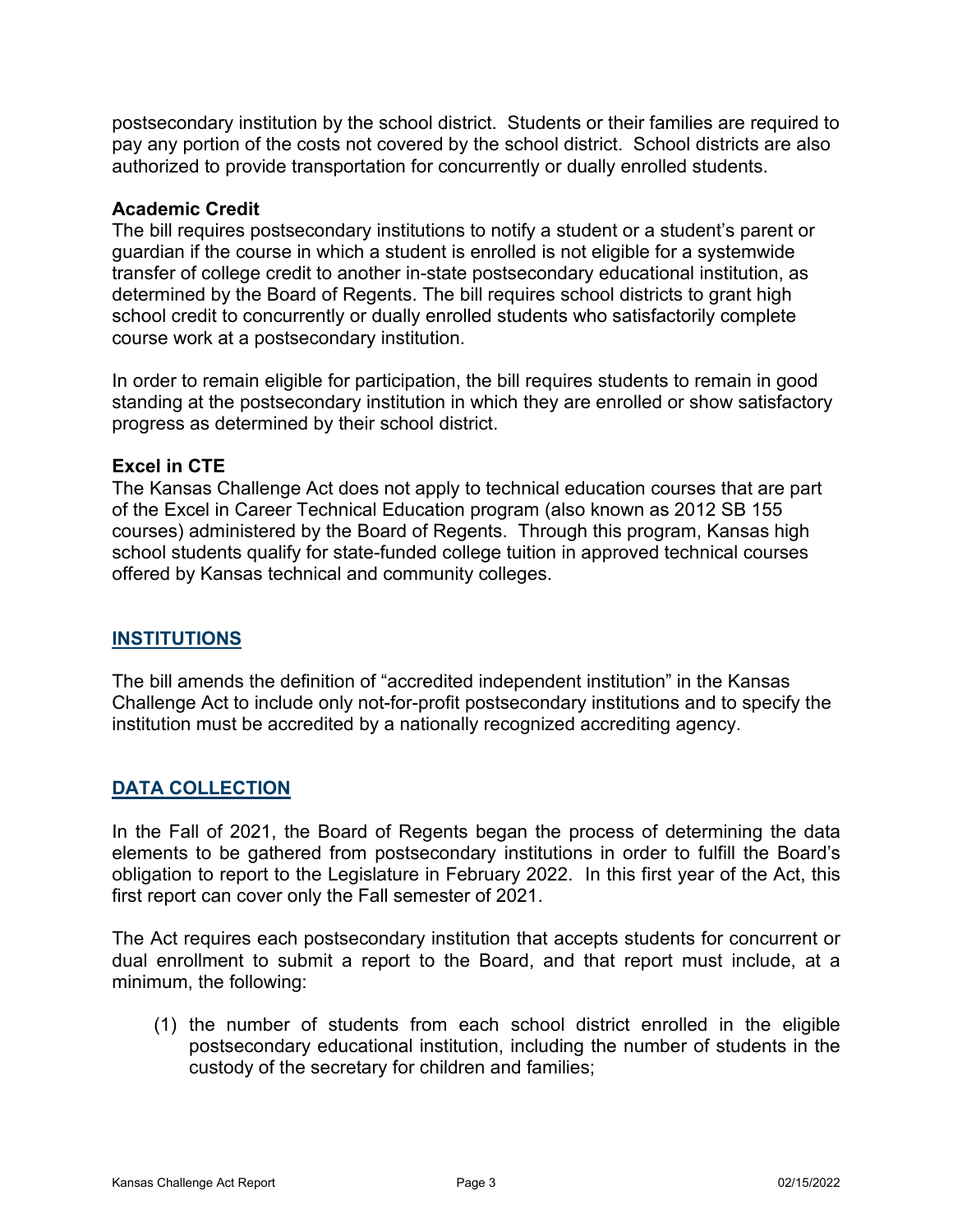postsecondary institution by the school district. Students or their families are required to pay any portion of the costs not covered by the school district. School districts are also authorized to provide transportation for concurrently or dually enrolled students.

**Academic Credit**

The bill requires postsecondary institutions to notify a student or a student's parent or guardian if the course in which a student is enrolled is not eligible for a systemwide transfer of college credit to another in-state postsecondary educational institution, as determined by the Board of Regents. The bill requires school districts to grant high school credit to concurrently or dually enrolled students who satisfactorily complete course work at a postsecondary institution.

In order to remain eligible for participation, the bill requires students to remain in good standing at the postsecondary institution in which they are enrolled or show satisfactory progress as determined by their school district.

**Excel in CTE**

The Kansas Challenge Act does not apply to technical education courses that are part of the Excel in Career Technical Education program (also known as 2012 SB 155 courses) administered by the Board of Regents. Through this program, Kansas high school students qualify for state-funded college tuition in approved technical courses offered by Kansas technical and community colleges.

## INSTITUTIONS

The bill amends the definition of "accredited independent institution" in the Kansas Challenge Act to include only not-for-profit postsecondary institutions and to specify the institution must be accredited by a nationally recognized accrediting agency.

## DATA COLLECTION

In the Fall of 2021, the Board of Regents began the process of determining the data elements to be gathered from postsecondary institutions in order to fulfill the Board's obligation to report to the Legislature in February 2022. In this first year of the Act, this first report can cover only the Fall semester of 2021.

The Act requires each postsecondary institution that accepts students for concurrent or dual enrollment to submit a report to the Board, and that report must include, at a minimum, the following:

(1) the number of students from each school district enrolled in the eligible postsecondary educational institution, including the number of students in the custody of the secretary for children and families;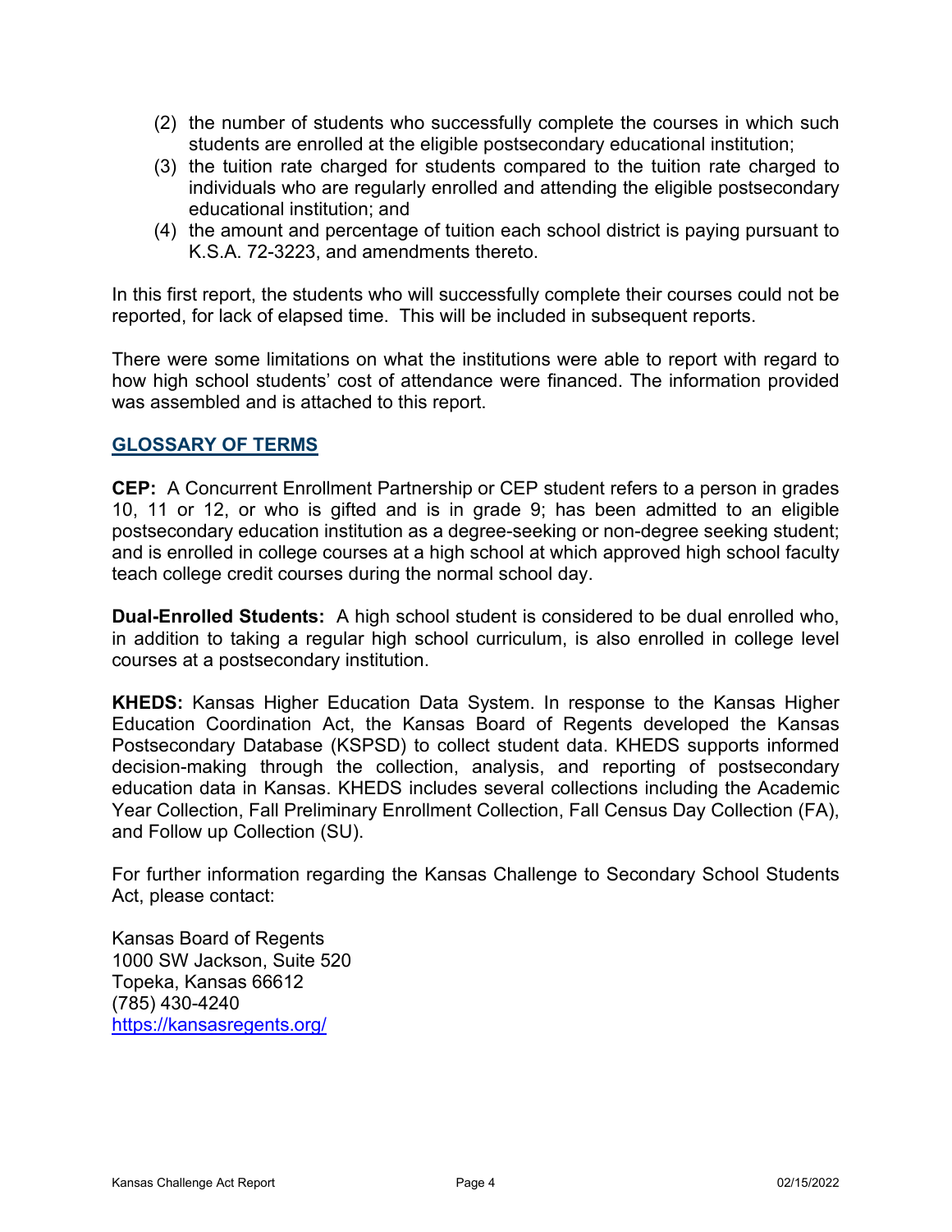(2) the number of students who successfully complete the courses in which such students are enrolled at the eligible postsecondary educational institution;
(3) the tuition rate charged for students compared to the tuition rate charged to individuals who are regularly enrolled and attending the eligible postsecondary educational institution; and
(4) the amount and percentage of tuition each school district is paying pursuant to K.S.A. 72-3223, and amendments thereto.

In this first report, the students who will successfully complete their courses could not be reported, for lack of elapsed time. This will be included in subsequent reports.

There were some limitations on what the institutions were able to report with regard to how high school students' cost of attendance were financed. The information provided was assembled and is attached to this report.

## GLOSSARY OF TERMS

**CEP:** A Concurrent Enrollment Partnership or CEP student refers to a person in grades 10, 11 or 12, or who is gifted and is in grade 9; has been admitted to an eligible postsecondary education institution as a degree-seeking or non-degree seeking student; and is enrolled in college courses at a high school at which approved high school faculty teach college credit courses during the normal school day.

**Dual-Enrolled Students:** A high school student is considered to be dual enrolled who, in addition to taking a regular high school curriculum, is also enrolled in college level courses at a postsecondary institution.

**KHEDS:** Kansas Higher Education Data System. In response to the Kansas Higher Education Coordination Act, the Kansas Board of Regents developed the Kansas Postsecondary Database (KSPSD) to collect student data. KHEDS supports informed decision-making through the collection, analysis, and reporting of postsecondary education data in Kansas. KHEDS includes several collections including the Academic Year Collection, Fall Preliminary Enrollment Collection, Fall Census Day Collection (FA), and Follow up Collection (SU).

For further information regarding the Kansas Challenge to Secondary School Students Act, please contact:

Kansas Board of Regents
1000 SW Jackson, Suite 520
Topeka, Kansas 66612
(785) 430-4240
https://kansasregents.org/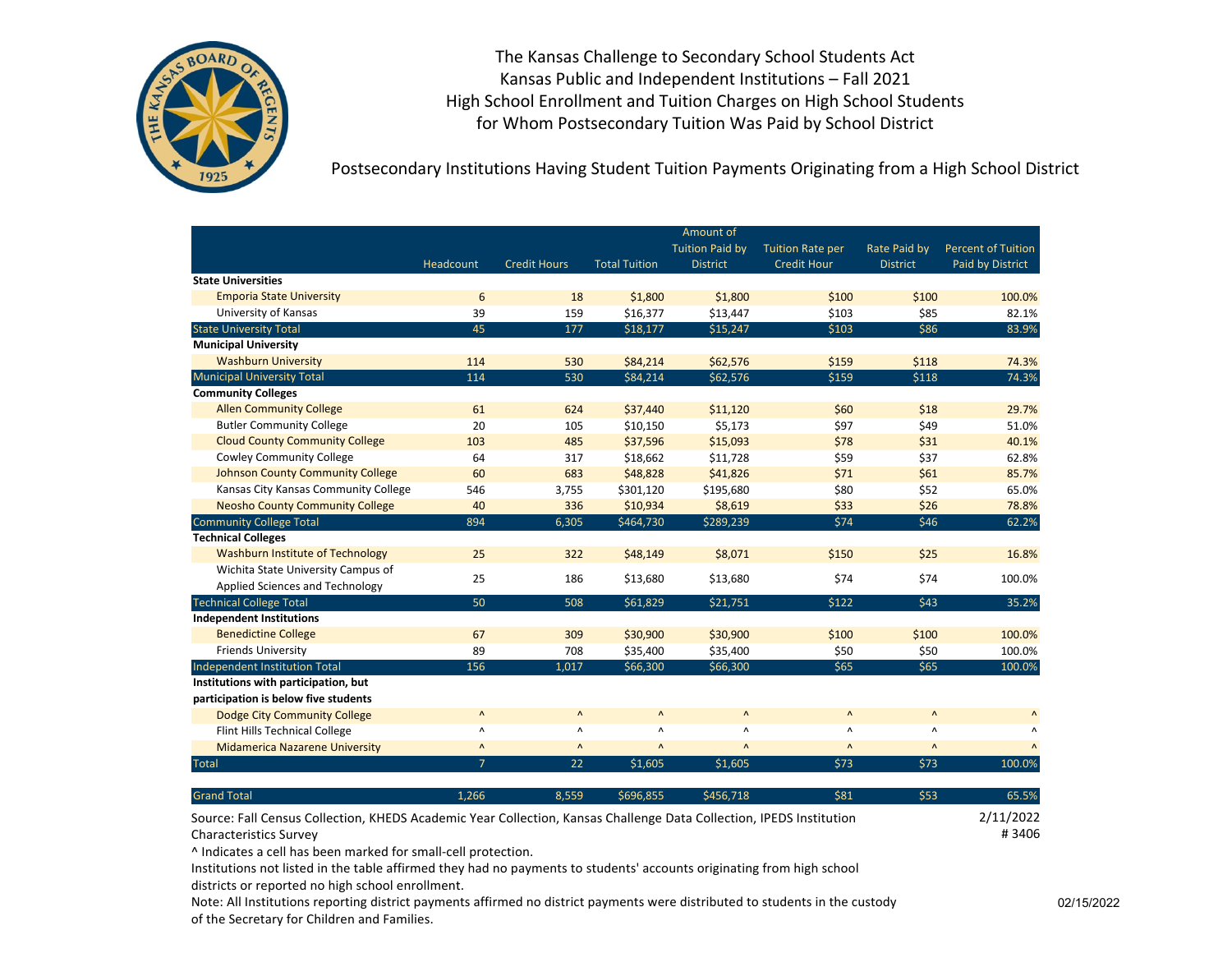The Kansas Challenge to Secondary School Students Act
Kansas Public and Independent Institutions – Fall 2021
High School Enrollment and Tuition Charges on High School Students
for Whom Postsecondary Tuition Was Paid by School District

Postsecondary Institutions Having Student Tuition Payments Originating from a High School District

| | Headcount | Credit Hours | Total Tuition | Amount of Tuition Paid by District | Tuition Rate per Credit Hour | Rate Paid by District | Percent of Tuition Paid by District |
|---|---|---|---|---|---|---|---|
| **State Universities** | | | | | | | |
| Emporia State University | 6 | 18 | $1,800 | $1,800 | $100 | $100 | 100.0% |
| University of Kansas | 39 | 159 | $16,377 | $13,447 | $103 | $85 | 82.1% |
| State University Total | 45 | 177 | $18,177 | $15,247 | $103 | $86 | 83.9% |
| **Municipal University** | | | | | | | |
| Washburn University | 114 | 530 | $84,214 | $62,576 | $159 | $118 | 74.3% |
| Municipal University Total | 114 | 530 | $84,214 | $62,576 | $159 | $118 | 74.3% |
| **Community Colleges** | | | | | | | |
| Allen Community College | 61 | 624 | $37,440 | $11,120 | $60 | $18 | 29.7% |
| Butler Community College | 20 | 105 | $10,150 | $5,173 | $97 | $49 | 51.0% |
| Cloud County Community College | 103 | 485 | $37,596 | $15,093 | $78 | $31 | 40.1% |
| Cowley Community College | 64 | 317 | $18,662 | $11,728 | $59 | $37 | 62.8% |
| Johnson County Community College | 60 | 683 | $48,828 | $41,826 | $71 | $61 | 85.7% |
| Kansas City Kansas Community College | 546 | 3,755 | $301,120 | $195,680 | $80 | $52 | 65.0% |
| Neosho County Community College | 40 | 336 | $10,934 | $8,619 | $33 | $26 | 78.8% |
| Community College Total | 894 | 6,305 | $464,730 | $289,239 | $74 | $46 | 62.2% |
| **Technical Colleges** | | | | | | | |
| Washburn Institute of Technology | 25 | 322 | $48,149 | $8,071 | $150 | $25 | 16.8% |
| Wichita State University Campus of Applied Sciences and Technology | 25 | 186 | $13,680 | $13,680 | $74 | $74 | 100.0% |
| Technical College Total | 50 | 508 | $61,829 | $21,751 | $122 | $43 | 35.2% |
| **Independent Institutions** | | | | | | | |
| Benedictine College | 67 | 309 | $30,900 | $30,900 | $100 | $100 | 100.0% |
| Friends University | 89 | 708 | $35,400 | $35,400 | $50 | $50 | 100.0% |
| Independent Institution Total | 156 | 1,017 | $66,300 | $66,300 | $65 | $65 | 100.0% |
| **Institutions with participation, but participation is below five students** | | | | | | | |
| Dodge City Community College | ^ | ^ | ^ | ^ | ^ | ^ | ^ |
| Flint Hills Technical College | ^ | ^ | ^ | ^ | ^ | ^ | ^ |
| Midamerica Nazarene University | ^ | ^ | ^ | ^ | ^ | ^ | ^ |
| Total | 7 | 22 | $1,605 | $1,605 | $73 | $73 | 100.0% |
| Grand Total | 1,266 | 8,559 | $696,855 | $456,718 | $81 | $53 | 65.5% |

Source: Fall Census Collection, KHEDS Academic Year Collection, Kansas Challenge Data Collection, IPEDS Institution Characteristics Survey

2/11/2022
# 3406

^ Indicates a cell has been marked for small-cell protection.

Institutions not listed in the table affirmed they had no payments to students' accounts originating from high school districts or reported no high school enrollment.

Note: All Institutions reporting district payments affirmed no district payments were distributed to students in the custody of the Secretary for Children and Families.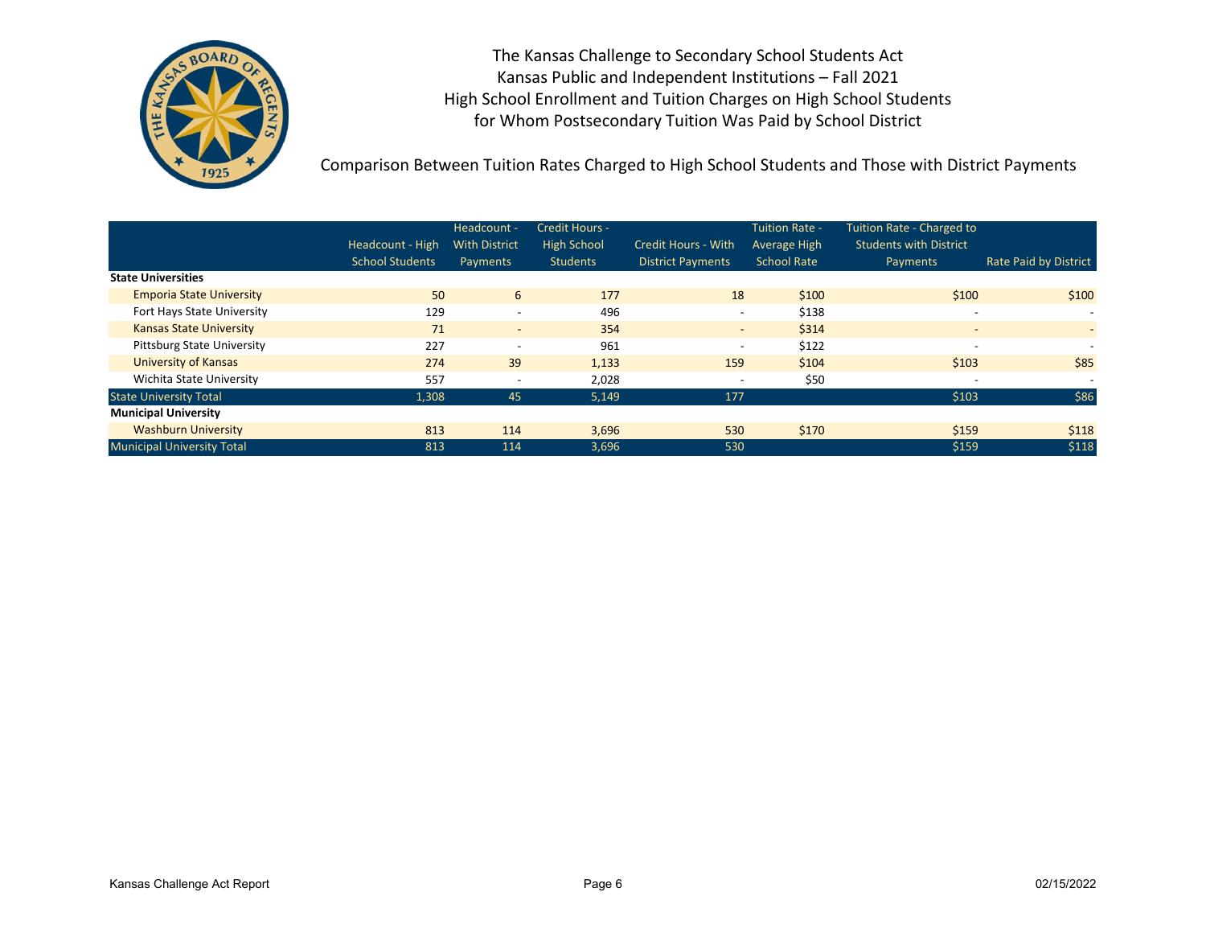# The Kansas Challenge to Secondary School Students Act
## Kansas Public and Independent Institutions – Fall 2021
## High School Enrollment and Tuition Charges on High School Students for Whom Postsecondary Tuition Was Paid by School District

### Comparison Between Tuition Rates Charged to High School Students and Those with District Payments

| | Headcount - High School Students | Headcount - With District Payments | Credit Hours - High School Students | Credit Hours - With District Payments | Tuition Rate - Average High School Rate | Tuition Rate - Charged to Students with District Payments | Rate Paid by District |
|---|---|---|---|---|---|---|---|
| **State Universities** | | | | | | | |
| Emporia State University | 50 | 6 | 177 | 18 | $100 | $100 | $100 |
| Fort Hays State University | 129 | - | 496 | - | $138 | - | - |
| Kansas State University | 71 | - | 354 | - | $314 | - | - |
| Pittsburg State University | 227 | - | 961 | - | $122 | - | - |
| University of Kansas | 274 | 39 | 1,133 | 159 | $104 | $103 | $85 |
| Wichita State University | 557 | - | 2,028 | - | $50 | - | - |
| State University Total | 1,308 | 45 | 5,149 | 177 | | $103 | $86 |
| **Municipal University** | | | | | | | |
| Washburn University | 813 | 114 | 3,696 | 530 | $170 | $159 | $118 |
| Municipal University Total | 813 | 114 | 3,696 | 530 | | $159 | $118 |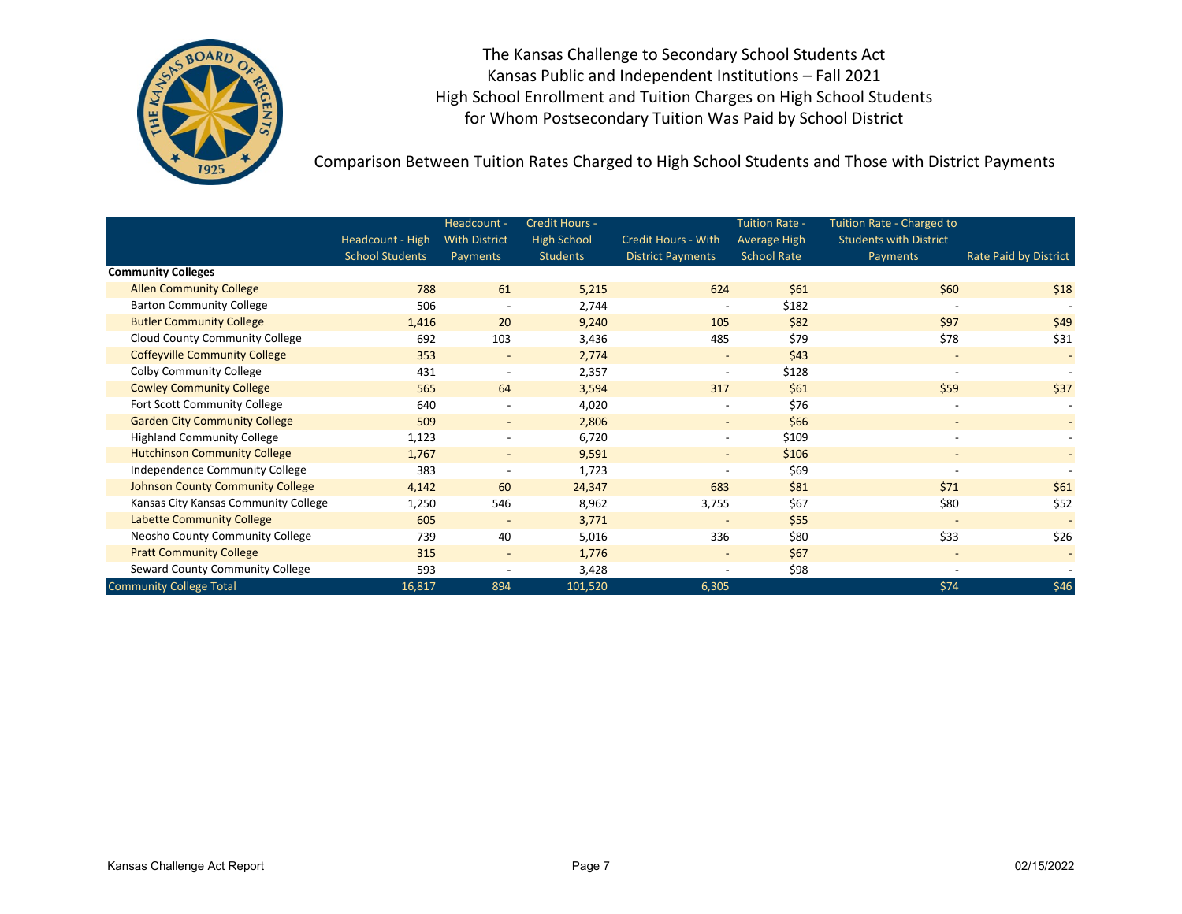The Kansas Challenge to Secondary School Students Act
Kansas Public and Independent Institutions – Fall 2021
High School Enrollment and Tuition Charges on High School Students
for Whom Postsecondary Tuition Was Paid by School District

Comparison Between Tuition Rates Charged to High School Students and Those with District Payments

| | Headcount - High School Students | Headcount - With District Payments | Credit Hours - High School Students | Credit Hours - With District Payments | Tuition Rate - Average High School Rate | Tuition Rate - Charged to Students with District Payments | Rate Paid by District |
|---|---|---|---|---|---|---|---|
| **Community Colleges** | | | | | | | |
| Allen Community College | 788 | 61 | 5,215 | 624 | $61 | $60 | $18 |
| Barton Community College | 506 | - | 2,744 | - | $182 | - | - |
| Butler Community College | 1,416 | 20 | 9,240 | 105 | $82 | $97 | $49 |
| Cloud County Community College | 692 | 103 | 3,436 | 485 | $79 | $78 | $31 |
| Coffeyville Community College | 353 | - | 2,774 | - | $43 | - | - |
| Colby Community College | 431 | - | 2,357 | - | $128 | - | - |
| Cowley Community College | 565 | 64 | 3,594 | 317 | $61 | $59 | $37 |
| Fort Scott Community College | 640 | - | 4,020 | - | $76 | - | - |
| Garden City Community College | 509 | - | 2,806 | - | $66 | - | - |
| Highland Community College | 1,123 | - | 6,720 | - | $109 | - | - |
| Hutchinson Community College | 1,767 | - | 9,591 | - | $106 | - | - |
| Independence Community College | 383 | - | 1,723 | - | $69 | - | - |
| Johnson County Community College | 4,142 | 60 | 24,347 | 683 | $81 | $71 | $61 |
| Kansas City Kansas Community College | 1,250 | 546 | 8,962 | 3,755 | $67 | $80 | $52 |
| Labette Community College | 605 | - | 3,771 | - | $55 | - | - |
| Neosho County Community College | 739 | 40 | 5,016 | 336 | $80 | $33 | $26 |
| Pratt Community College | 315 | - | 1,776 | - | $67 | - | - |
| Seward County Community College | 593 | - | 3,428 | - | $98 | - | - |
| Community College Total | 16,817 | 894 | 101,520 | 6,305 | | $74 | $46 |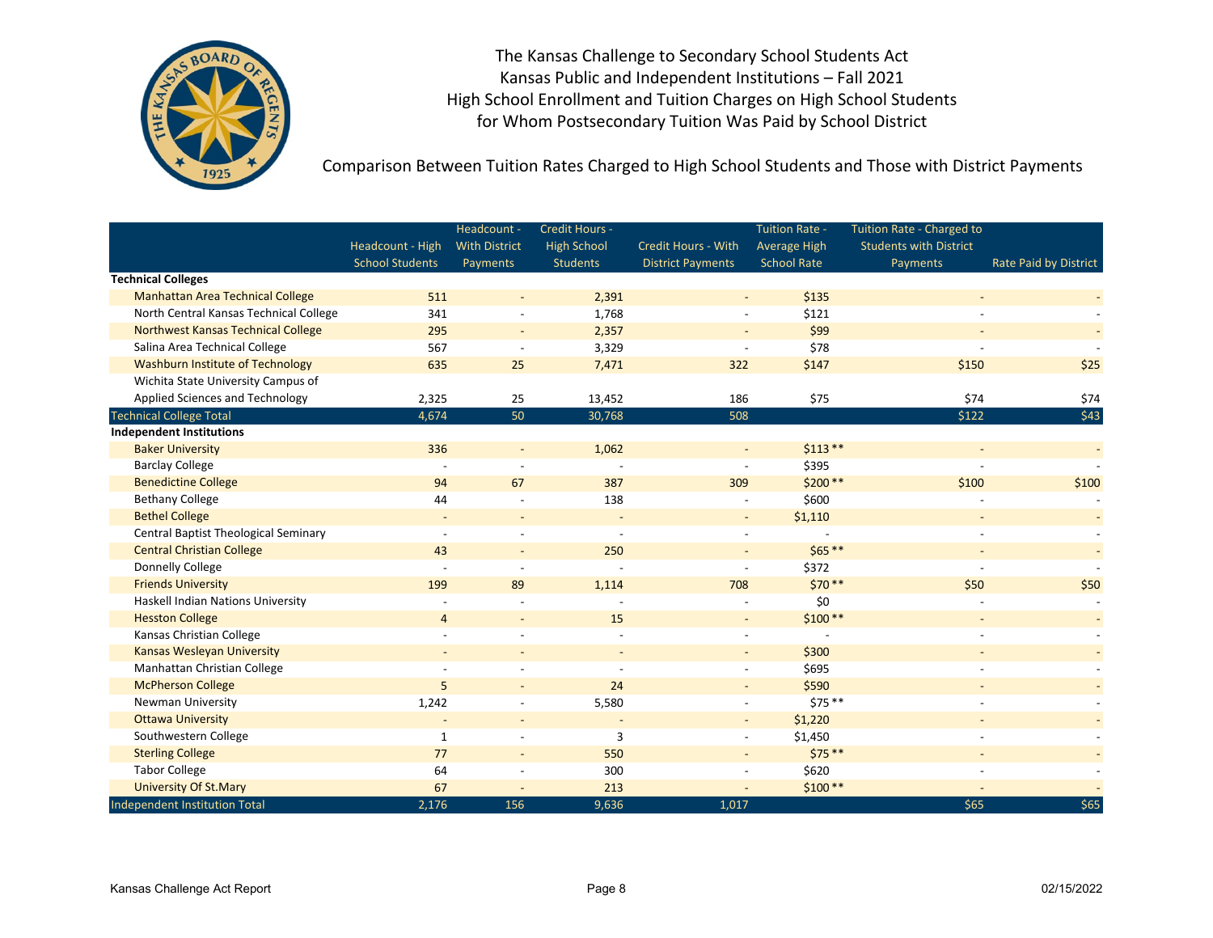# The Kansas Challenge to Secondary School Students Act
## Kansas Public and Independent Institutions – Fall 2021
## High School Enrollment and Tuition Charges on High School Students for Whom Postsecondary Tuition Was Paid by School District

### Comparison Between Tuition Rates Charged to High School Students and Those with District Payments

| | Headcount - High School Students | Headcount - With District Payments | Credit Hours - High School Students | Credit Hours - With District Payments | Tuition Rate - Average High School Rate | Tuition Rate - Charged to Students with District Payments | Rate Paid by District |
|---|---|---|---|---|---|---|---|
| **Technical Colleges** | | | | | | | |
| Manhattan Area Technical College | 511 | - | 2,391 | - | $135 | - | - |
| North Central Kansas Technical College | 341 | - | 1,768 | - | $121 | - | - |
| Northwest Kansas Technical College | 295 | - | 2,357 | - | $99 | - | - |
| Salina Area Technical College | 567 | - | 3,329 | - | $78 | - | - |
| Washburn Institute of Technology | 635 | 25 | 7,471 | 322 | $147 | $150 | $25 |
| Wichita State University Campus of Applied Sciences and Technology | 2,325 | 25 | 13,452 | 186 | $75 | $74 | $74 |
| Technical College Total | 4,674 | 50 | 30,768 | 508 | | $122 | $43 |
| **Independent Institutions** | | | | | | | |
| Baker University | 336 | - | 1,062 | - | $113 ** | - | - |
| Barclay College | - | - | - | - | $395 | - | - |
| Benedictine College | 94 | 67 | 387 | 309 | $200 ** | $100 | $100 |
| Bethany College | 44 | - | 138 | - | $600 | - | - |
| Bethel College | - | - | - | - | $1,110 | - | - |
| Central Baptist Theological Seminary | - | - | - | - | - | - | - |
| Central Christian College | 43 | - | 250 | - | $65 ** | - | - |
| Donnelly College | - | - | - | - | $372 | - | - |
| Friends University | 199 | 89 | 1,114 | 708 | $70 ** | $50 | $50 |
| Haskell Indian Nations University | - | - | - | - | $0 | - | - |
| Hesston College | 4 | - | 15 | - | $100 ** | - | - |
| Kansas Christian College | - | - | - | - | - | - | - |
| Kansas Wesleyan University | - | - | - | - | $300 | - | - |
| Manhattan Christian College | - | - | - | - | $695 | - | - |
| McPherson College | 5 | - | 24 | - | $590 | - | - |
| Newman University | 1,242 | - | 5,580 | - | $75 ** | - | - |
| Ottawa University | - | - | - | - | $1,220 | - | - |
| Southwestern College | 1 | - | 3 | - | $1,450 | - | - |
| Sterling College | 77 | - | 550 | - | $75 ** | - | - |
| Tabor College | 64 | - | 300 | - | $620 | - | - |
| University Of St.Mary | 67 | - | 213 | - | $100 ** | - | - |
| Independent Institution Total | 2,176 | 156 | 9,636 | 1,017 | | $65 | $65 |

Kansas Challenge Act Report 02/15/2022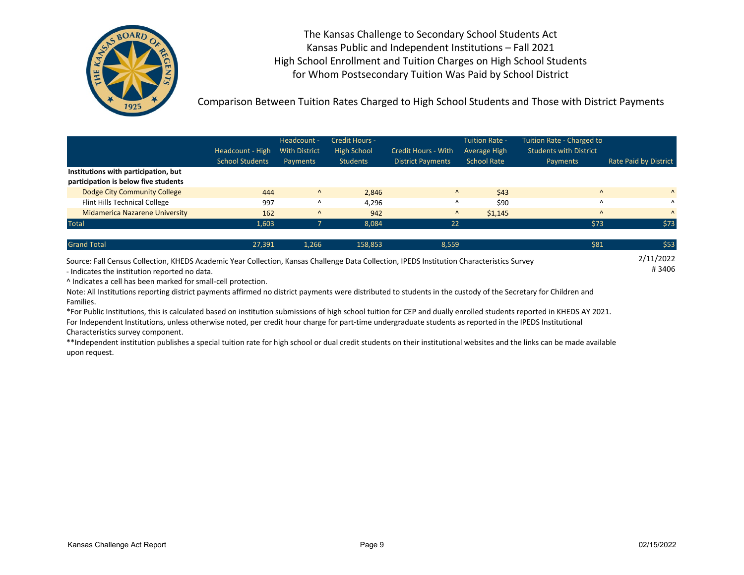The Kansas Challenge to Secondary School Students Act
Kansas Public and Independent Institutions – Fall 2021
High School Enrollment and Tuition Charges on High School Students
for Whom Postsecondary Tuition Was Paid by School District

Comparison Between Tuition Rates Charged to High School Students and Those with District Payments

| | Headcount - High School Students | Headcount - With District Payments | Credit Hours - High School Students | Credit Hours - With District Payments | Tuition Rate - Average High School Rate | Tuition Rate - Charged to Students with District Payments | Rate Paid by District |
|---|---|---|---|---|---|---|---|
| **Institutions with participation, but participation is below five students** | | | | | | | |
| Dodge City Community College | 444 | ^ | 2,846 | ^ | $43 | ^ | ^ |
| Flint Hills Technical College | 997 | ^ | 4,296 | ^ | $90 | ^ | ^ |
| Midamerica Nazarene University | 162 | ^ | 942 | ^ | $1,145 | ^ | ^ |
| Total | 1,603 | 7 | 8,084 | 22 | | $73 | $73 |
| Grand Total | 27,391 | 1,266 | 158,853 | 8,559 | | $81 | $53 |

Source: Fall Census Collection, KHEDS Academic Year Collection, Kansas Challenge Data Collection, IPEDS Institution Characteristics Survey

2/11/2022
# 3406

- Indicates the institution reported no data.

^ Indicates a cell has been marked for small-cell protection.

Note: All Institutions reporting district payments affirmed no district payments were distributed to students in the custody of the Secretary for Children and Families.

*For Public Institutions, this is calculated based on institution submissions of high school tuition for CEP and dually enrolled students reported in KHEDS AY 2021. For Independent Institutions, unless otherwise noted, per credit hour charge for part-time undergraduate students as reported in the IPEDS Institutional Characteristics survey component.

**Independent institution publishes a special tuition rate for high school or dual credit students on their institutional websites and the links can be made available upon request.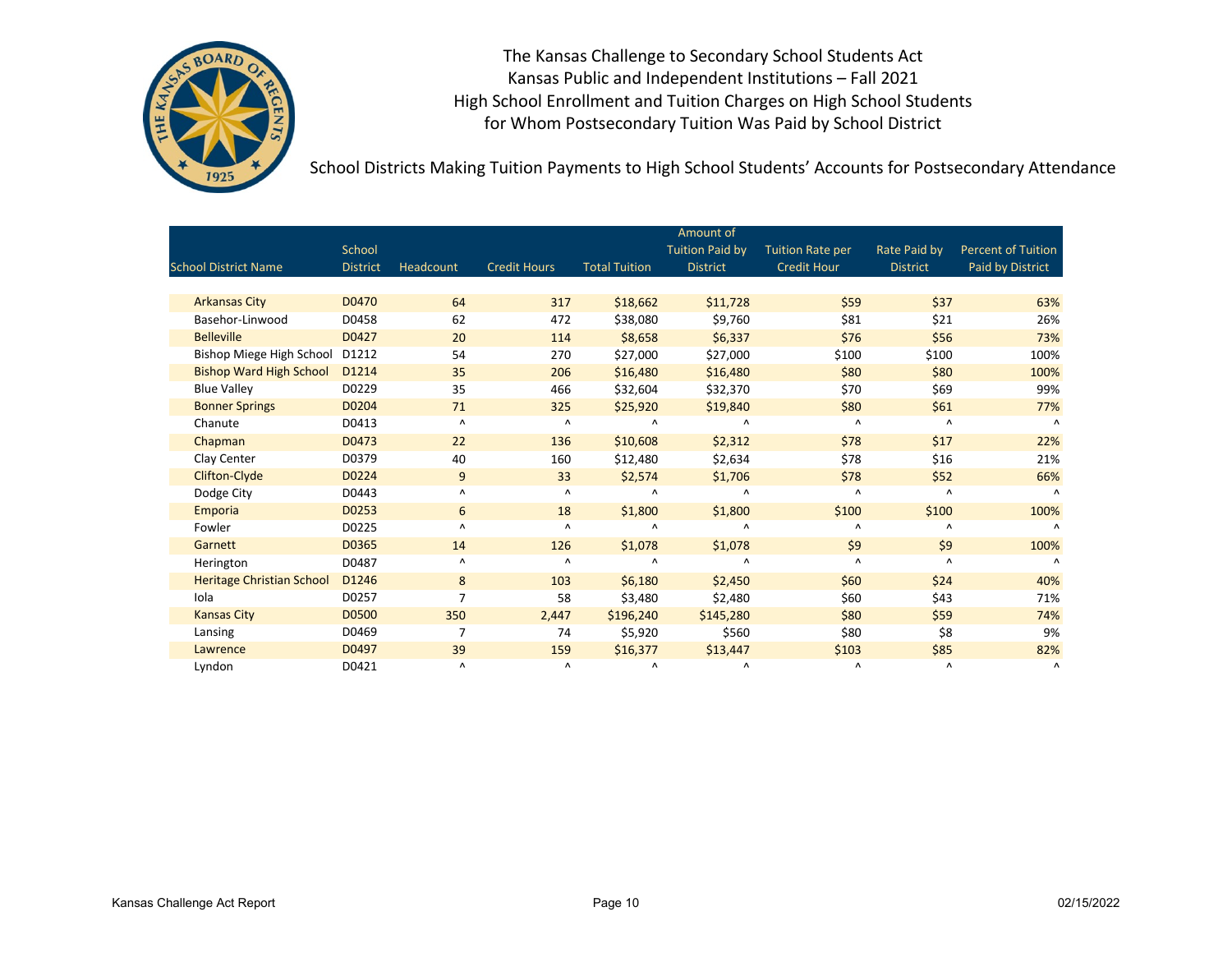The Kansas Challenge to Secondary School Students Act
Kansas Public and Independent Institutions – Fall 2021
High School Enrollment and Tuition Charges on High School Students
for Whom Postsecondary Tuition Was Paid by School District

School Districts Making Tuition Payments to High School Students' Accounts for Postsecondary Attendance

| School District Name | School District | Headcount | Credit Hours | Total Tuition | Amount of Tuition Paid by District | Tuition Rate per Credit Hour | Rate Paid by District | Percent of Tuition Paid by District |
|---|---|---|---|---|---|---|---|---|
| Arkansas City | D0470 | 64 | 317 | $18,662 | $11,728 | $59 | $37 | 63% |
| Basehor-Linwood | D0458 | 62 | 472 | $38,080 | $9,760 | $81 | $21 | 26% |
| Belleville | D0427 | 20 | 114 | $8,658 | $6,337 | $76 | $56 | 73% |
| Bishop Miege High School | D1212 | 54 | 270 | $27,000 | $27,000 | $100 | $100 | 100% |
| Bishop Ward High School | D1214 | 35 | 206 | $16,480 | $16,480 | $80 | $80 | 100% |
| Blue Valley | D0229 | 35 | 466 | $32,604 | $32,370 | $70 | $69 | 99% |
| Bonner Springs | D0204 | 71 | 325 | $25,920 | $19,840 | $80 | $61 | 77% |
| Chanute | D0413 | ^ | ^ | ^ | ^ | ^ | ^ | ^ |
| Chapman | D0473 | 22 | 136 | $10,608 | $2,312 | $78 | $17 | 22% |
| Clay Center | D0379 | 40 | 160 | $12,480 | $2,634 | $78 | $16 | 21% |
| Clifton-Clyde | D0224 | 9 | 33 | $2,574 | $1,706 | $78 | $52 | 66% |
| Dodge City | D0443 | ^ | ^ | ^ | ^ | ^ | ^ | ^ |
| Emporia | D0253 | 6 | 18 | $1,800 | $1,800 | $100 | $100 | 100% |
| Fowler | D0225 | ^ | ^ | ^ | ^ | ^ | ^ | ^ |
| Garnett | D0365 | 14 | 126 | $1,078 | $1,078 | $9 | $9 | 100% |
| Herington | D0487 | ^ | ^ | ^ | ^ | ^ | ^ | ^ |
| Heritage Christian School | D1246 | 8 | 103 | $6,180 | $2,450 | $60 | $24 | 40% |
| Iola | D0257 | 7 | 58 | $3,480 | $2,480 | $60 | $43 | 71% |
| Kansas City | D0500 | 350 | 2,447 | $196,240 | $145,280 | $80 | $59 | 74% |
| Lansing | D0469 | 7 | 74 | $5,920 | $560 | $80 | $8 | 9% |
| Lawrence | D0497 | 39 | 159 | $16,377 | $13,447 | $103 | $85 | 82% |
| Lyndon | D0421 | ^ | ^ | ^ | ^ | ^ | ^ | ^ |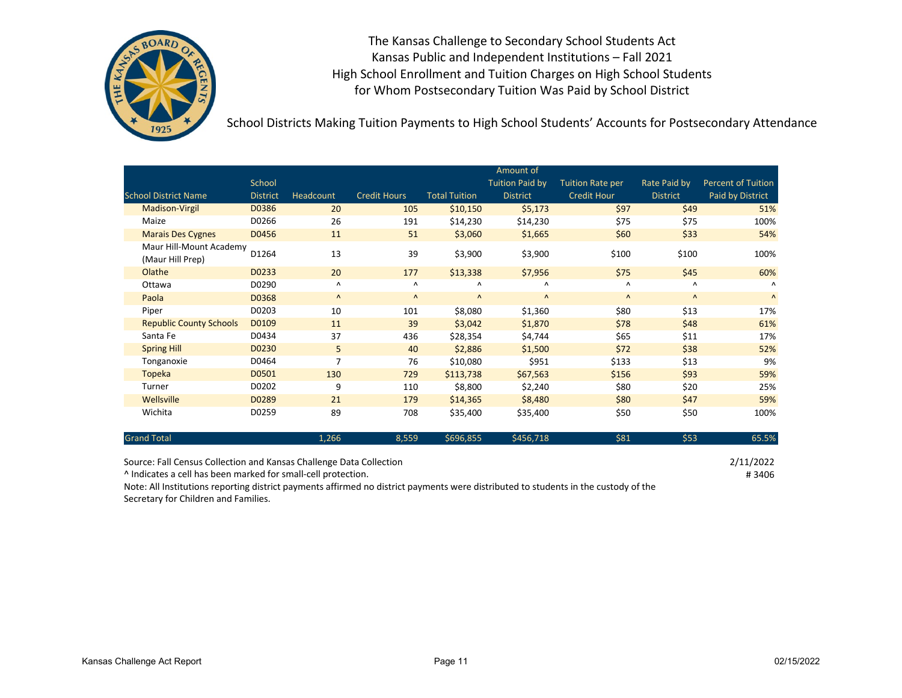The Kansas Challenge to Secondary School Students Act
Kansas Public and Independent Institutions – Fall 2021
High School Enrollment and Tuition Charges on High School Students
for Whom Postsecondary Tuition Was Paid by School District

School Districts Making Tuition Payments to High School Students' Accounts for Postsecondary Attendance

| School District Name | School District | Headcount | Credit Hours | Total Tuition | Amount of Tuition Paid by District | Tuition Rate per Credit Hour | Rate Paid by District | Percent of Tuition Paid by District |
|---|---|---|---|---|---|---|---|---|
| Madison-Virgil | D0386 | 20 | 105 | $10,150 | $5,173 | $97 | $49 | 51% |
| Maize | D0266 | 26 | 191 | $14,230 | $14,230 | $75 | $75 | 100% |
| Marais Des Cygnes | D0456 | 11 | 51 | $3,060 | $1,665 | $60 | $33 | 54% |
| Maur Hill-Mount Academy (Maur Hill Prep) | D1264 | 13 | 39 | $3,900 | $3,900 | $100 | $100 | 100% |
| Olathe | D0233 | 20 | 177 | $13,338 | $7,956 | $75 | $45 | 60% |
| Ottawa | D0290 | ^ | ^ | ^ | ^ | ^ | ^ | ^ |
| Paola | D0368 | ^ | ^ | ^ | ^ | ^ | ^ | ^ |
| Piper | D0203 | 10 | 101 | $8,080 | $1,360 | $80 | $13 | 17% |
| Republic County Schools | D0109 | 11 | 39 | $3,042 | $1,870 | $78 | $48 | 61% |
| Santa Fe | D0434 | 37 | 436 | $28,354 | $4,744 | $65 | $11 | 17% |
| Spring Hill | D0230 | 5 | 40 | $2,886 | $1,500 | $72 | $38 | 52% |
| Tonganoxie | D0464 | 7 | 76 | $10,080 | $951 | $133 | $13 | 9% |
| Topeka | D0501 | 130 | 729 | $113,738 | $67,563 | $156 | $93 | 59% |
| Turner | D0202 | 9 | 110 | $8,800 | $2,240 | $80 | $20 | 25% |
| Wellsville | D0289 | 21 | 179 | $14,365 | $8,480 | $80 | $47 | 59% |
| Wichita | D0259 | 89 | 708 | $35,400 | $35,400 | $50 | $50 | 100% |
| Grand Total | | 1,266 | 8,559 | $696,855 | $456,718 | $81 | $53 | 65.5% |

Source: Fall Census Collection and Kansas Challenge Data Collection

^ Indicates a cell has been marked for small-cell protection.

Note: All Institutions reporting district payments affirmed no district payments were distributed to students in the custody of the Secretary for Children and Families.

2/11/2022

# 3406